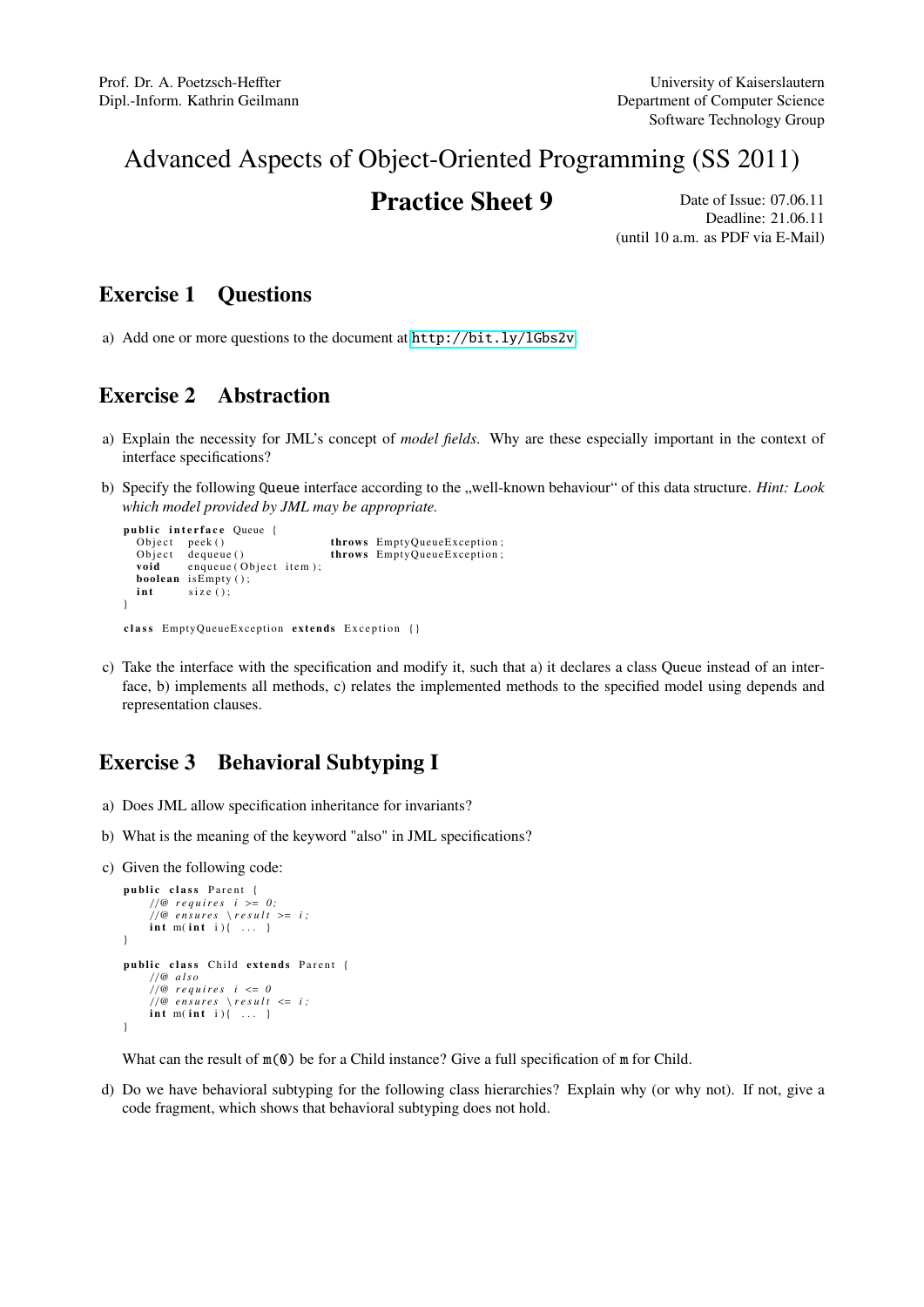Prof. Dr. A. Poetzsch-Heffter
Dipl.-Inform. Kathrin Geilmann

University of Kaiserslautern
Department of Computer Science
Software Technology Group

# Advanced Aspects of Object-Oriented Programming (SS 2011)

## Practice Sheet 9

Date of Issue: 07.06.11
Deadline: 21.06.11
(until 10 a.m. as PDF via E-Mail)

## Exercise 1 Questions

a) Add one or more questions to the document at http://bit.ly/lGbs2v

## Exercise 2 Abstraction

a) Explain the necessity for JML's concept of *model fields*. Why are these especially important in the context of interface specifications?

b) Specify the following Queue interface according to the „well-known behaviour" of this data structure. *Hint: Look which model provided by JML may be appropriate.*

```java
public interface Queue {
   Object  peek()                throws EmptyQueueException;
   Object  dequeue()             throws EmptyQueueException;
   void    enqueue(Object item);
   boolean isEmpty();
   int     size();
}

class EmptyQueueException extends Exception {}
```

c) Take the interface with the specification and modify it, such that a) it declares a class Queue instead of an interface, b) implements all methods, c) relates the implemented methods to the specified model using depends and representation clauses.

## Exercise 3 Behavioral Subtyping I

a) Does JML allow specification inheritance for invariants?

b) What is the meaning of the keyword "also" in JML specifications?

c) Given the following code:

```java
public class Parent {
    //@ requires i >= 0;
    //@ ensures \result >= i;
    int m(int i){ ... }
}

public class Child extends Parent {
    //@ also
    //@ requires i <= 0
    //@ ensures \result <= i;
    int m(int i){ ... }
}
```

What can the result of m(0) be for a Child instance? Give a full specification of m for Child.

d) Do we have behavioral subtyping for the following class hierarchies? Explain why (or why not). If not, give a code fragment, which shows that behavioral subtyping does not hold.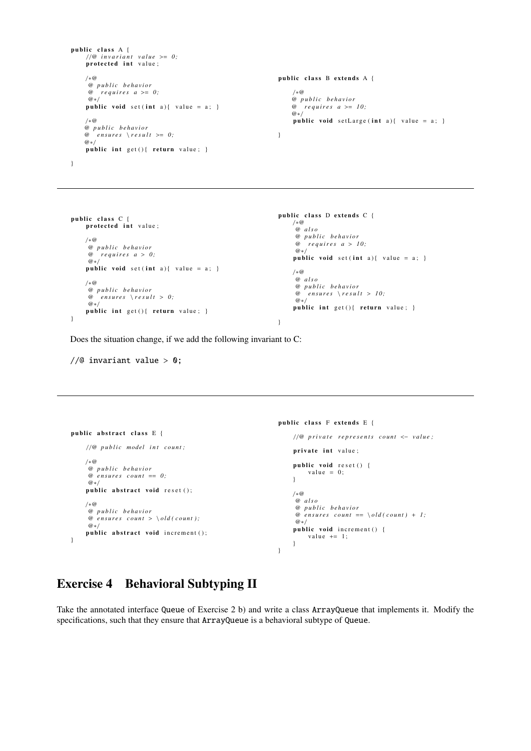```java
public class A {
    //@ invariant value >= 0;
    protected int value;

    /*@
     @ public behavior
     @   requires a >= 0;
     @*/
    public void set(int a){ value = a; }

    /*@
    @ public behavior
    @   ensures \result >= 0;
    @*/
    public int get(){ return value; }

}
```

```java
public class B extends A {

    /*@
    @ public behavior
    @   requires a >= 10;
    @*/
    public void setLarge(int a){ value = a; }

}
```

---

```java
public class C {
    protected int value;

    /*@
     @ public behavior
     @   requires a > 0;
     @*/
    public void set(int a){ value = a; }

    /*@
     @ public behavior
     @   ensures \result > 0;
     @*/
    public int get(){ return value; }
}
```

```java
public class D extends C {
    /*@
     @ also
     @ public behavior
     @   requires a > 10;
     @*/
    public void set(int a){ value = a; }

    /*@
     @ also
     @ public behavior
     @   ensures \result > 10;
     @*/
    public int get(){ return value; }

}
```

Does the situation change, if we add the following invariant to C:

```java
//@ invariant value > 0;
```

---

```java
public abstract class E {

    //@ public model int count;

    /*@
     @ public behavior
     @ ensures count == 0;
     @*/
    public abstract void reset();

    /*@
     @ public behavior
     @ ensures count > \old(count);
     @*/
    public abstract void increment();
}
```

```java
public class F extends E {

    //@ private represents count <- value;

    private int value;

    public void reset() {
        value = 0;
    }

    /*@
     @ also
     @ public behavior
     @ ensures count == \old(count) + 1;
     @*/
    public void increment() {
        value += 1;
    }
}
```

## Exercise 4 Behavioral Subtyping II

Take the annotated interface `Queue` of Exercise 2 b) and write a class `ArrayQueue` that implements it. Modify the specifications, such that they ensure that `ArrayQueue` is a behavioral subtype of `Queue`.